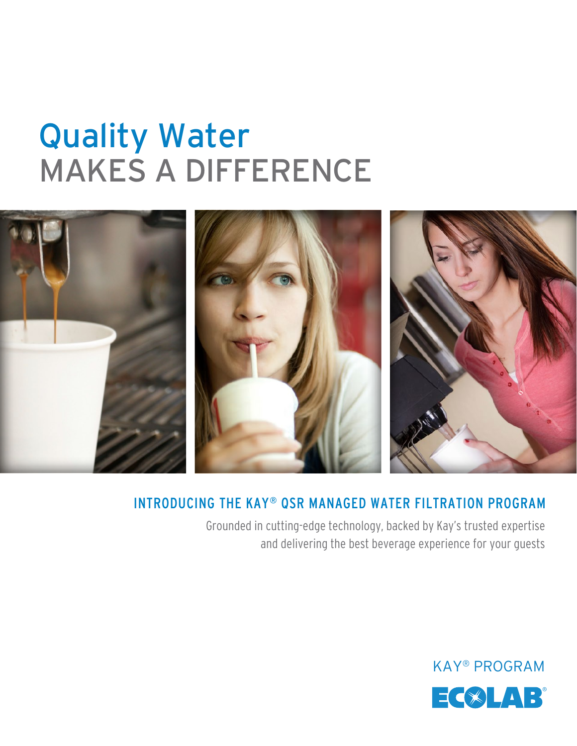# Quality Water
# MAKES A DIFFERENCE

## INTRODUCING THE KAY® QSR MANAGED WATER FILTRATION PROGRAM

Grounded in cutting-edge technology, backed by Kay's trusted expertise and delivering the best beverage experience for your guests

KAY® PROGRAM

ECOLAB®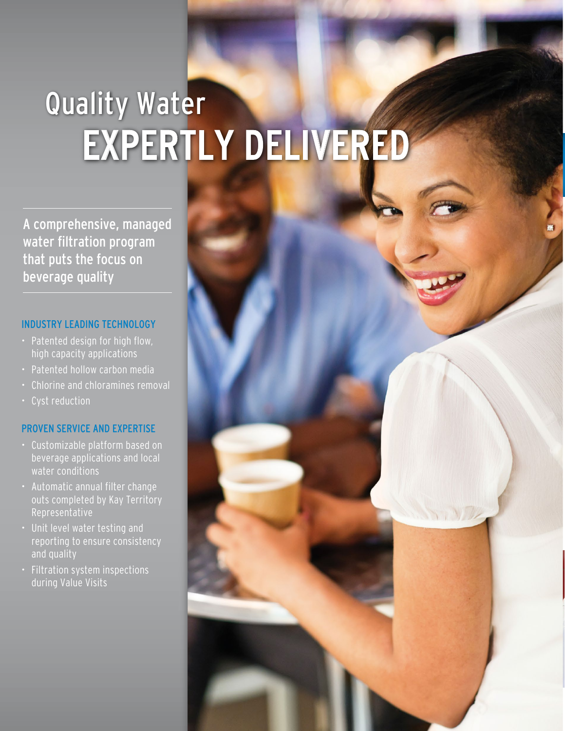# Quality Water
# EXPERTLY DELIVERED

A comprehensive, managed water filtration program that puts the focus on beverage quality

### INDUSTRY LEADING TECHNOLOGY

- Patented design for high flow, high capacity applications
- Patented hollow carbon media
- Chlorine and chloramines removal
- Cyst reduction

### PROVEN SERVICE AND EXPERTISE

- Customizable platform based on beverage applications and local water conditions
- Automatic annual filter change outs completed by Kay Territory Representative
- Unit level water testing and reporting to ensure consistency and quality
- Filtration system inspections during Value Visits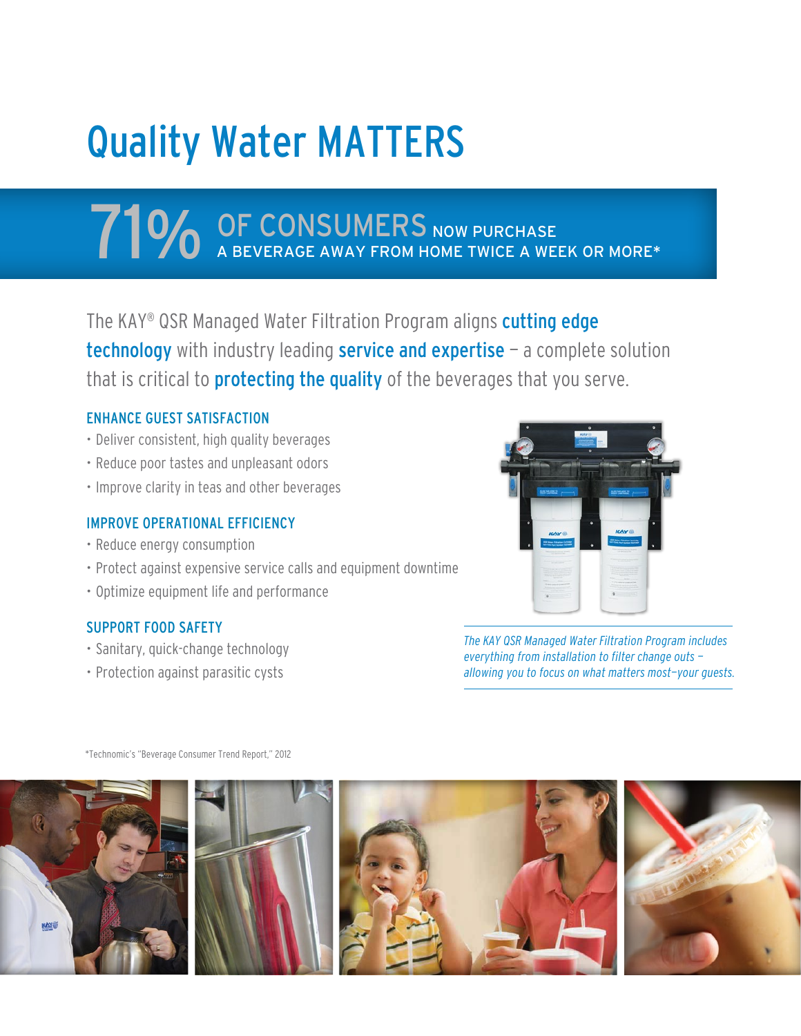# Quality Water MATTERS

## 71% OF CONSUMERS NOW PURCHASE A BEVERAGE AWAY FROM HOME TWICE A WEEK OR MORE*

The KAY® QSR Managed Water Filtration Program aligns **cutting edge technology** with industry leading **service and expertise** – a complete solution that is critical to **protecting the quality** of the beverages that you serve.

### ENHANCE GUEST SATISFACTION

- Deliver consistent, high quality beverages
- Reduce poor tastes and unpleasant odors
- Improve clarity in teas and other beverages

### IMPROVE OPERATIONAL EFFICIENCY

- Reduce energy consumption
- Protect against expensive service calls and equipment downtime
- Optimize equipment life and performance

### SUPPORT FOOD SAFETY

- Sanitary, quick-change technology
- Protection against parasitic cysts

*The KAY QSR Managed Water Filtration Program includes everything from installation to filter change outs – allowing you to focus on what matters most–your guests.*

*Technomic's "Beverage Consumer Trend Report," 2012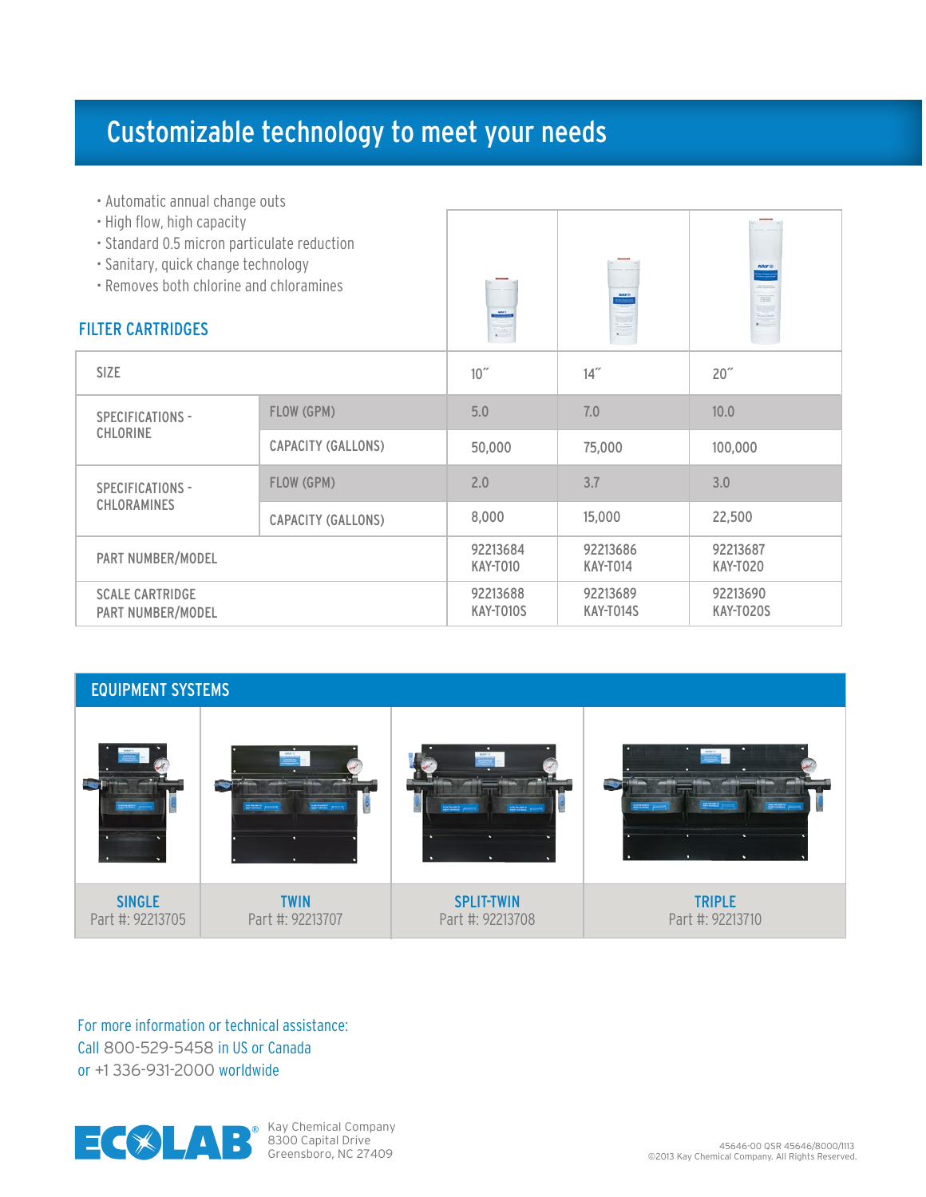# Customizable technology to meet your needs

- Automatic annual change outs
- High flow, high capacity
- Standard 0.5 micron particulate reduction
- Sanitary, quick change technology
- Removes both chlorine and chloramines

## FILTER CARTRIDGES

| | | | | |
|---|---|---|---|---|
| SIZE | | 10″ | 14″ | 20″ |
| SPECIFICATIONS - CHLORINE | FLOW (GPM) | 5.0 | 7.0 | 10.0 |
| | CAPACITY (GALLONS) | 50,000 | 75,000 | 100,000 |
| SPECIFICATIONS - CHLORAMINES | FLOW (GPM) | 2.0 | 3.7 | 3.0 |
| | CAPACITY (GALLONS) | 8,000 | 15,000 | 22,500 |
| PART NUMBER/MODEL | | 92213684 KAY-T010 | 92213686 KAY-T014 | 92213687 KAY-T020 |
| SCALE CARTRIDGE PART NUMBER/MODEL | | 92213688 KAY-T010S | 92213689 KAY-T014S | 92213690 KAY-T020S |

## EQUIPMENT SYSTEMS

| SINGLE | TWIN | SPLIT-TWIN | TRIPLE |
|---|---|---|---|
| Part #: 92213705 | Part #: 92213707 | Part #: 92213708 | Part #: 92213710 |

For more information or technical assistance:
Call 800-529-5458 in US or Canada
or +1 336-931-2000 worldwide

ECOLAB®
Kay Chemical Company
8300 Capital Drive
Greensboro, NC 27409

45646-00 QSR 45646/8000/1113
©2013 Kay Chemical Company. All Rights Reserved.